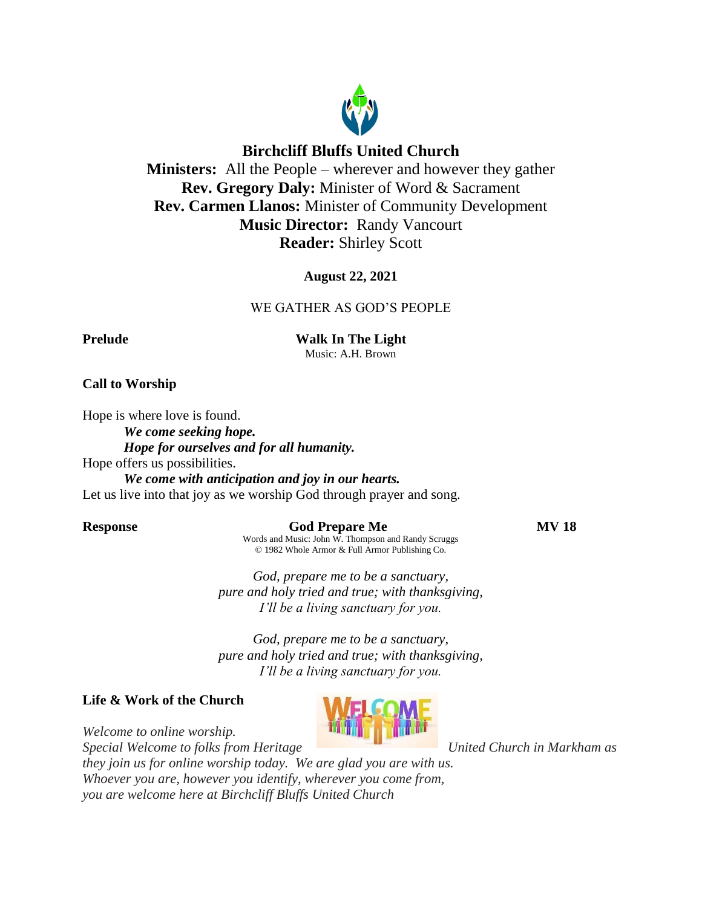# Birchcliff Bluffs United Church

**Ministers:** All the People – wherever and however they gather
**Rev. Gregory Daly:** Minister of Word & Sacrament
**Rev. Carmen Llanos:** Minister of Community Development
**Music Director:** Randy Vancourt
**Reader:** Shirley Scott

**August 22, 2021**

WE GATHER AS GOD'S PEOPLE

**Prelude** **Walk In The Light**
Music: A.H. Brown

**Call to Worship**

Hope is where love is found.
***We come seeking hope.***
***Hope for ourselves and for all humanity.***
Hope offers us possibilities.
***We come with anticipation and joy in our hearts.***
Let us live into that joy as we worship God through prayer and song.

**Response** **God Prepare Me** **MV 18**
Words and Music: John W. Thompson and Randy Scruggs
© 1982 Whole Armor & Full Armor Publishing Co.

*God, prepare me to be a sanctuary,*
*pure and holy tried and true; with thanksgiving,*
*I'll be a living sanctuary for you.*

*God, prepare me to be a sanctuary,*
*pure and holy tried and true; with thanksgiving,*
*I'll be a living sanctuary for you.*

**Life & Work of the Church**

*Welcome to online worship.*
*Special Welcome to folks from Heritage United Church in Markham as they join us for online worship today. We are glad you are with us.*
*Whoever you are, however you identify, wherever you come from,*
*you are welcome here at Birchcliff Bluffs United Church*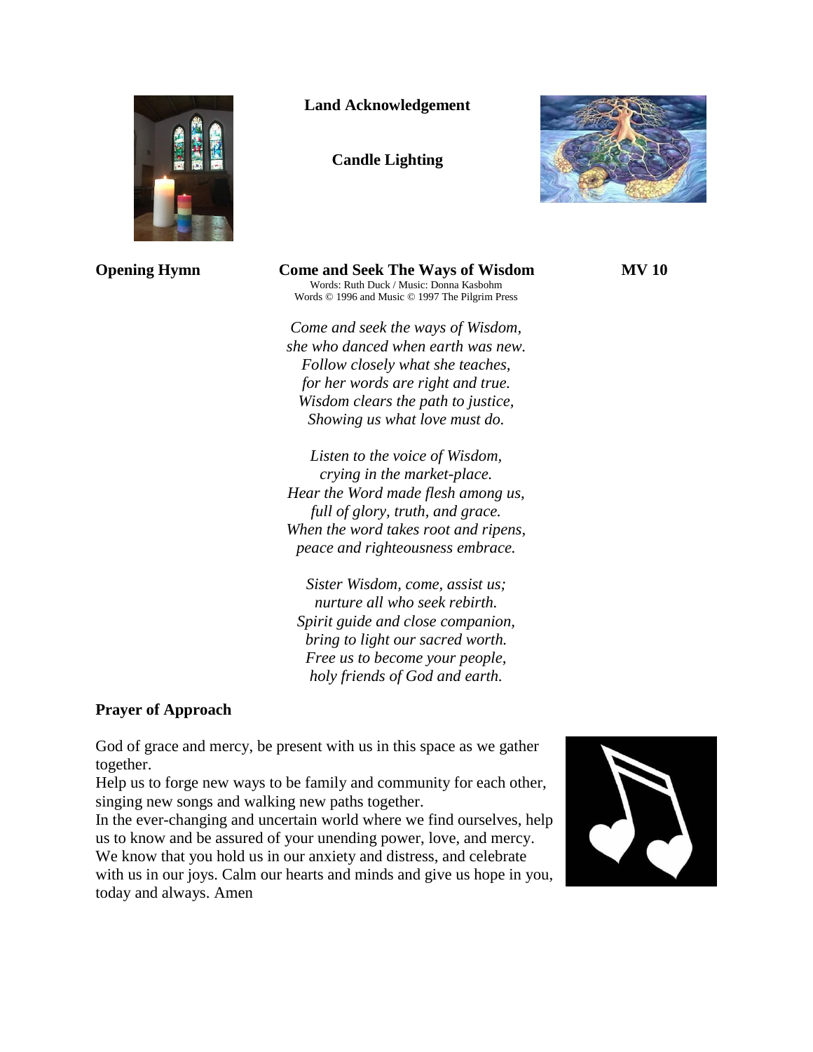**Land Acknowledgement**

**Candle Lighting**

**Opening Hymn** **Come and Seek The Ways of Wisdom** **MV 10**

Words: Ruth Duck / Music: Donna Kasbohm
Words © 1996 and Music © 1997 The Pilgrim Press

*Come and seek the ways of Wisdom,*
*she who danced when earth was new.*
*Follow closely what she teaches,*
*for her words are right and true.*
*Wisdom clears the path to justice,*
*Showing us what love must do.*

*Listen to the voice of Wisdom,*
*crying in the market-place.*
*Hear the Word made flesh among us,*
*full of glory, truth, and grace.*
*When the word takes root and ripens,*
*peace and righteousness embrace.*

*Sister Wisdom, come, assist us;*
*nurture all who seek rebirth.*
*Spirit guide and close companion,*
*bring to light our sacred worth.*
*Free us to become your people,*
*holy friends of God and earth.*

**Prayer of Approach**

God of grace and mercy, be present with us in this space as we gather together.
Help us to forge new ways to be family and community for each other, singing new songs and walking new paths together.
In the ever-changing and uncertain world where we find ourselves, help us to know and be assured of your unending power, love, and mercy. We know that you hold us in our anxiety and distress, and celebrate with us in our joys. Calm our hearts and minds and give us hope in you, today and always. Amen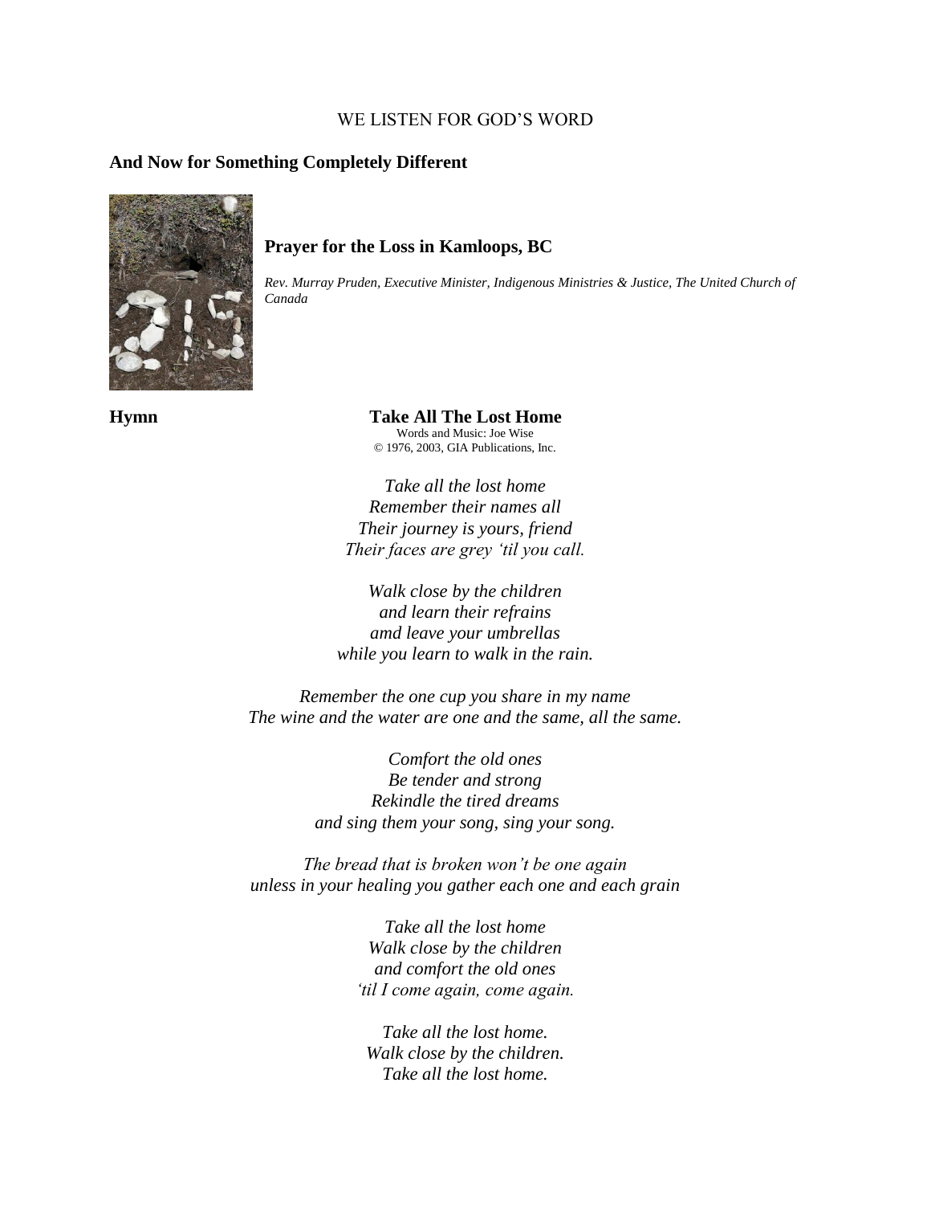WE LISTEN FOR GOD'S WORD

**And Now for Something Completely Different**

**Prayer for the Loss in Kamloops, BC**

*Rev. Murray Pruden, Executive Minister, Indigenous Ministries & Justice, The United Church of Canada*

**Hymn** **Take All The Lost Home**

Words and Music: Joe Wise
© 1976, 2003, GIA Publications, Inc.

*Take all the lost home*
*Remember their names all*
*Their journey is yours, friend*
*Their faces are grey 'til you call.*

*Walk close by the children*
*and learn their refrains*
*amd leave your umbrellas*
*while you learn to walk in the rain.*

*Remember the one cup you share in my name*
*The wine and the water are one and the same, all the same.*

*Comfort the old ones*
*Be tender and strong*
*Rekindle the tired dreams*
*and sing them your song, sing your song.*

*The bread that is broken won't be one again*
*unless in your healing you gather each one and each grain*

*Take all the lost home*
*Walk close by the children*
*and comfort the old ones*
*'til I come again, come again.*

*Take all the lost home.*
*Walk close by the children.*
*Take all the lost home.*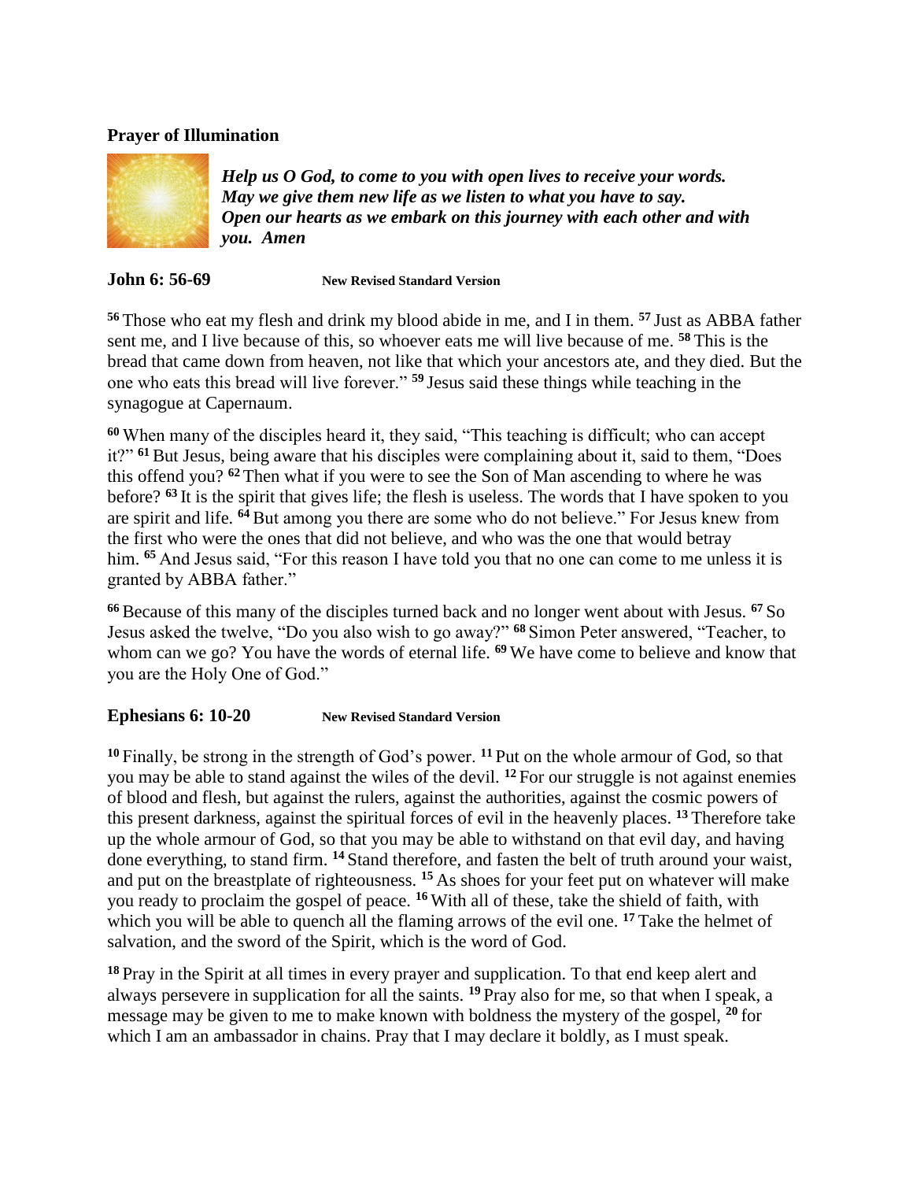**Prayer of Illumination**

***Help us O God, to come to you with open lives to receive your words. May we give them new life as we listen to what you have to say. Open our hearts as we embark on this journey with each other and with you. Amen***

**John 6: 56-69** **New Revised Standard Version**

[56] Those who eat my flesh and drink my blood abide in me, and I in them. [57] Just as ABBA father sent me, and I live because of this, so whoever eats me will live because of me. [58] This is the bread that came down from heaven, not like that which your ancestors ate, and they died. But the one who eats this bread will live forever." [59] Jesus said these things while teaching in the synagogue at Capernaum.

[60] When many of the disciples heard it, they said, "This teaching is difficult; who can accept it?" [61] But Jesus, being aware that his disciples were complaining about it, said to them, "Does this offend you? [62] Then what if you were to see the Son of Man ascending to where he was before? [63] It is the spirit that gives life; the flesh is useless. The words that I have spoken to you are spirit and life. [64] But among you there are some who do not believe." For Jesus knew from the first who were the ones that did not believe, and who was the one that would betray him. [65] And Jesus said, "For this reason I have told you that no one can come to me unless it is granted by ABBA father."

[66] Because of this many of the disciples turned back and no longer went about with Jesus. [67] So Jesus asked the twelve, "Do you also wish to go away?" [68] Simon Peter answered, "Teacher, to whom can we go? You have the words of eternal life. [69] We have come to believe and know that you are the Holy One of God."

**Ephesians 6: 10-20** **New Revised Standard Version**

[10] Finally, be strong in the strength of God's power. [11] Put on the whole armour of God, so that you may be able to stand against the wiles of the devil. [12] For our struggle is not against enemies of blood and flesh, but against the rulers, against the authorities, against the cosmic powers of this present darkness, against the spiritual forces of evil in the heavenly places. [13] Therefore take up the whole armour of God, so that you may be able to withstand on that evil day, and having done everything, to stand firm. [14] Stand therefore, and fasten the belt of truth around your waist, and put on the breastplate of righteousness. [15] As shoes for your feet put on whatever will make you ready to proclaim the gospel of peace. [16] With all of these, take the shield of faith, with which you will be able to quench all the flaming arrows of the evil one. [17] Take the helmet of salvation, and the sword of the Spirit, which is the word of God.

[18] Pray in the Spirit at all times in every prayer and supplication. To that end keep alert and always persevere in supplication for all the saints. [19] Pray also for me, so that when I speak, a message may be given to me to make known with boldness the mystery of the gospel, [20] for which I am an ambassador in chains. Pray that I may declare it boldly, as I must speak.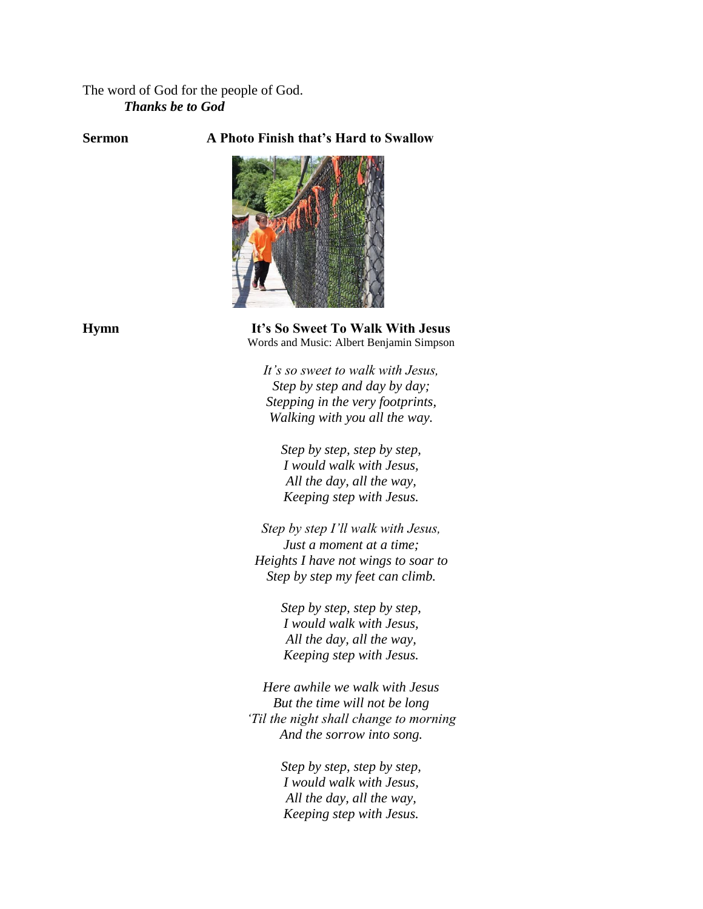The word of God for the people of God.
***Thanks be to God***

**Sermon** **A Photo Finish that's Hard to Swallow**

**Hymn** **It's So Sweet To Walk With Jesus**
Words and Music: Albert Benjamin Simpson

*It's so sweet to walk with Jesus,*
*Step by step and day by day;*
*Stepping in the very footprints,*
*Walking with you all the way.*

*Step by step, step by step,*
*I would walk with Jesus,*
*All the day, all the way,*
*Keeping step with Jesus.*

*Step by step I'll walk with Jesus,*
*Just a moment at a time;*
*Heights I have not wings to soar to*
*Step by step my feet can climb.*

*Step by step, step by step,*
*I would walk with Jesus,*
*All the day, all the way,*
*Keeping step with Jesus.*

*Here awhile we walk with Jesus*
*But the time will not be long*
*'Til the night shall change to morning*
*And the sorrow into song.*

*Step by step, step by step,*
*I would walk with Jesus,*
*All the day, all the way,*
*Keeping step with Jesus.*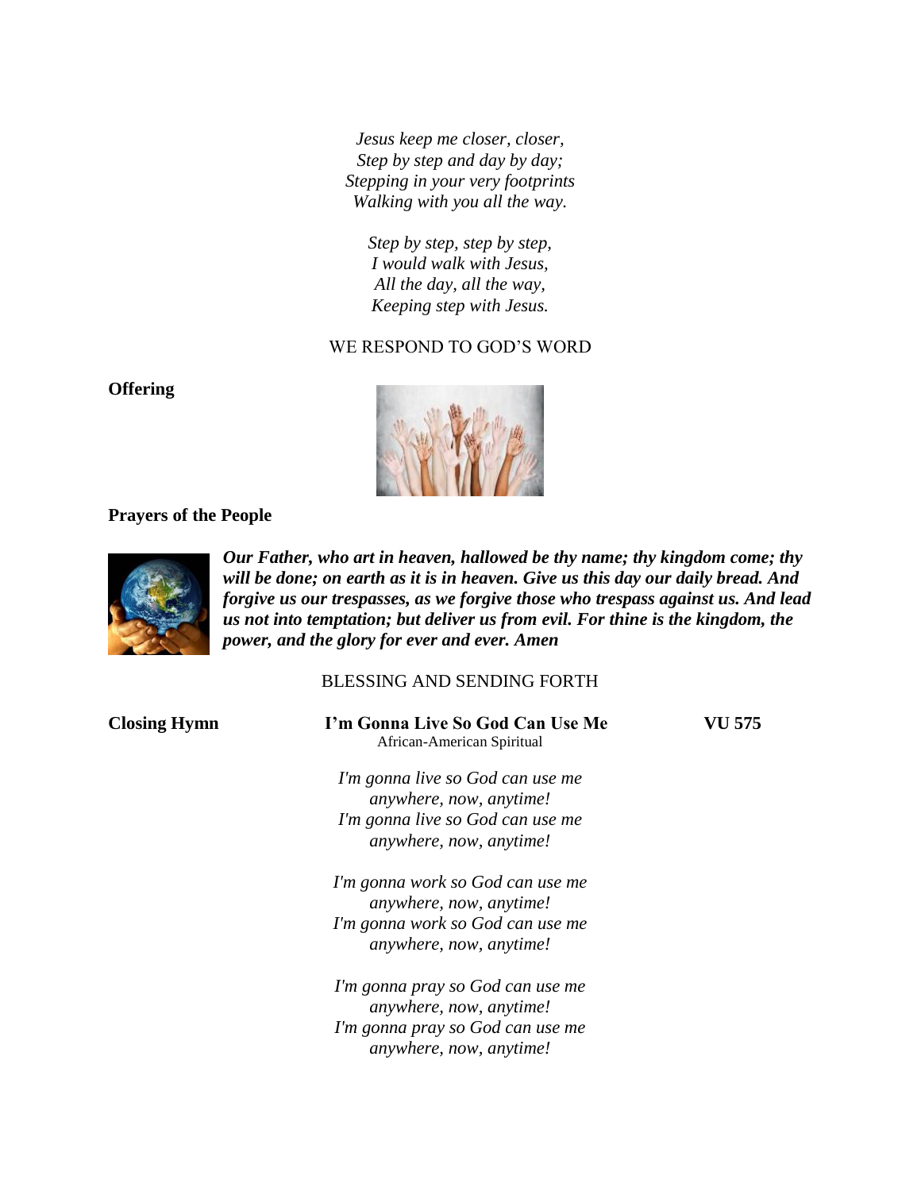*Jesus keep me closer, closer,*
*Step by step and day by day;*
*Stepping in your very footprints*
*Walking with you all the way.*

*Step by step, step by step,*
*I would walk with Jesus,*
*All the day, all the way,*
*Keeping step with Jesus.*

WE RESPOND TO GOD'S WORD

**Offering**

**Prayers of the People**

***Our Father, who art in heaven, hallowed be thy name; thy kingdom come; thy will be done; on earth as it is in heaven. Give us this day our daily bread. And forgive us our trespasses, as we forgive those who trespass against us. And lead us not into temptation; but deliver us from evil. For thine is the kingdom, the power, and the glory for ever and ever. Amen***

BLESSING AND SENDING FORTH

**Closing Hymn** **I'm Gonna Live So God Can Use Me** **VU 575**
African-American Spiritual

*I'm gonna live so God can use me*
*anywhere, now, anytime!*
*I'm gonna live so God can use me*
*anywhere, now, anytime!*

*I'm gonna work so God can use me*
*anywhere, now, anytime!*
*I'm gonna work so God can use me*
*anywhere, now, anytime!*

*I'm gonna pray so God can use me*
*anywhere, now, anytime!*
*I'm gonna pray so God can use me*
*anywhere, now, anytime!*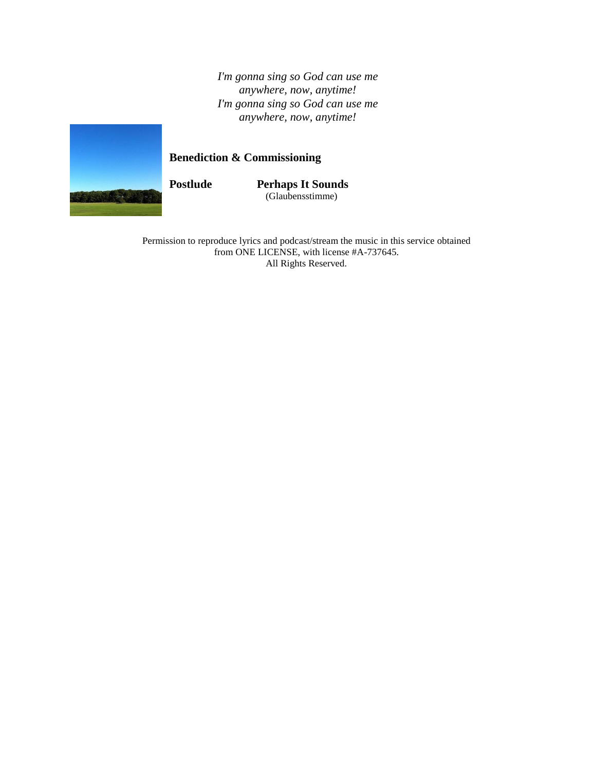*I'm gonna sing so God can use me*
*anywhere, now, anytime!*
*I'm gonna sing so God can use me*
*anywhere, now, anytime!*

**Benediction & Commissioning**

**Postlude** **Perhaps It Sounds**
(Glaubensstimme)

Permission to reproduce lyrics and podcast/stream the music in this service obtained from ONE LICENSE, with license #A-737645.
All Rights Reserved.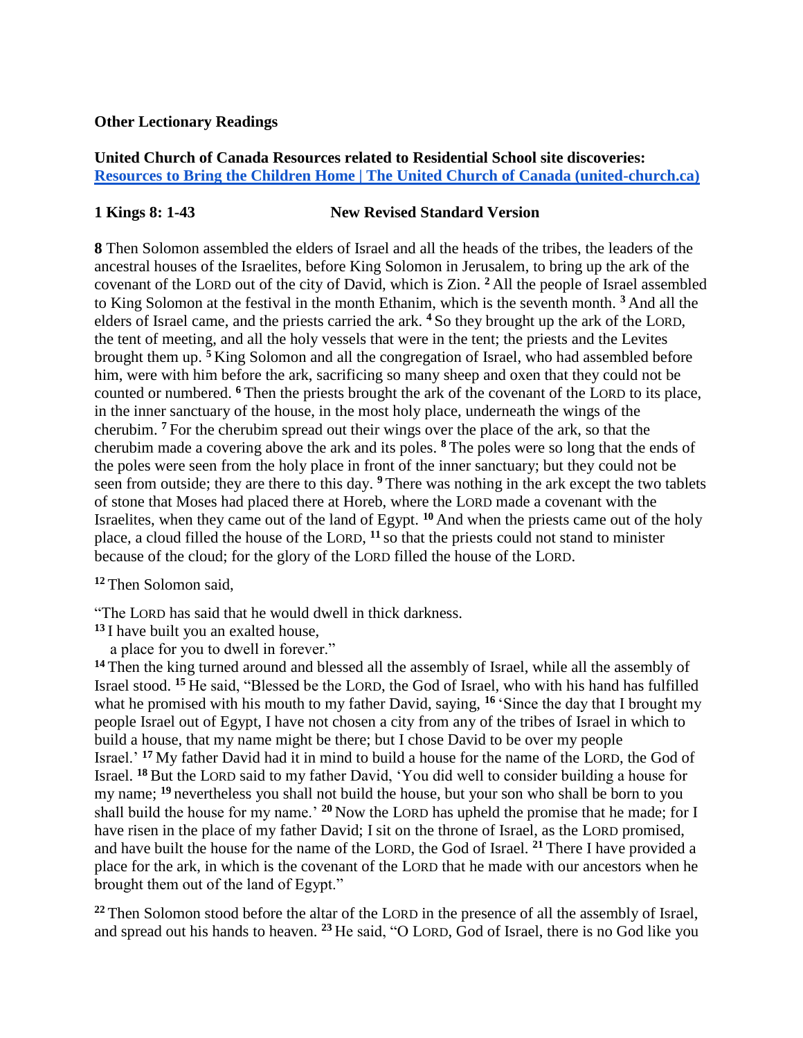**Other Lectionary Readings**

**United Church of Canada Resources related to Residential School site discoveries:**
**[Resources to Bring the Children Home | The United Church of Canada (united-church.ca)](https://united-church.ca)**

**1 Kings 8: 1-43 New Revised Standard Version**

**8** Then Solomon assembled the elders of Israel and all the heads of the tribes, the leaders of the ancestral houses of the Israelites, before King Solomon in Jerusalem, to bring up the ark of the covenant of the LORD out of the city of David, which is Zion. **2** All the people of Israel assembled to King Solomon at the festival in the month Ethanim, which is the seventh month. **3** And all the elders of Israel came, and the priests carried the ark. **4** So they brought up the ark of the LORD, the tent of meeting, and all the holy vessels that were in the tent; the priests and the Levites brought them up. **5** King Solomon and all the congregation of Israel, who had assembled before him, were with him before the ark, sacrificing so many sheep and oxen that they could not be counted or numbered. **6** Then the priests brought the ark of the covenant of the LORD to its place, in the inner sanctuary of the house, in the most holy place, underneath the wings of the cherubim. **7** For the cherubim spread out their wings over the place of the ark, so that the cherubim made a covering above the ark and its poles. **8** The poles were so long that the ends of the poles were seen from the holy place in front of the inner sanctuary; but they could not be seen from outside; they are there to this day. **9** There was nothing in the ark except the two tablets of stone that Moses had placed there at Horeb, where the LORD made a covenant with the Israelites, when they came out of the land of Egypt. **10** And when the priests came out of the holy place, a cloud filled the house of the LORD, **11** so that the priests could not stand to minister because of the cloud; for the glory of the LORD filled the house of the LORD.

**12** Then Solomon said,

"The LORD has said that he would dwell in thick darkness.
**13** I have built you an exalted house,
  a place for you to dwell in forever."
**14** Then the king turned around and blessed all the assembly of Israel, while all the assembly of Israel stood. **15** He said, "Blessed be the LORD, the God of Israel, who with his hand has fulfilled what he promised with his mouth to my father David, saying, **16** 'Since the day that I brought my people Israel out of Egypt, I have not chosen a city from any of the tribes of Israel in which to build a house, that my name might be there; but I chose David to be over my people Israel.' **17** My father David had it in mind to build a house for the name of the LORD, the God of Israel. **18** But the LORD said to my father David, 'You did well to consider building a house for my name; **19** nevertheless you shall not build the house, but your son who shall be born to you shall build the house for my name.' **20** Now the LORD has upheld the promise that he made; for I have risen in the place of my father David; I sit on the throne of Israel, as the LORD promised, and have built the house for the name of the LORD, the God of Israel. **21** There I have provided a place for the ark, in which is the covenant of the LORD that he made with our ancestors when he brought them out of the land of Egypt."

**22** Then Solomon stood before the altar of the LORD in the presence of all the assembly of Israel, and spread out his hands to heaven. **23** He said, "O LORD, God of Israel, there is no God like you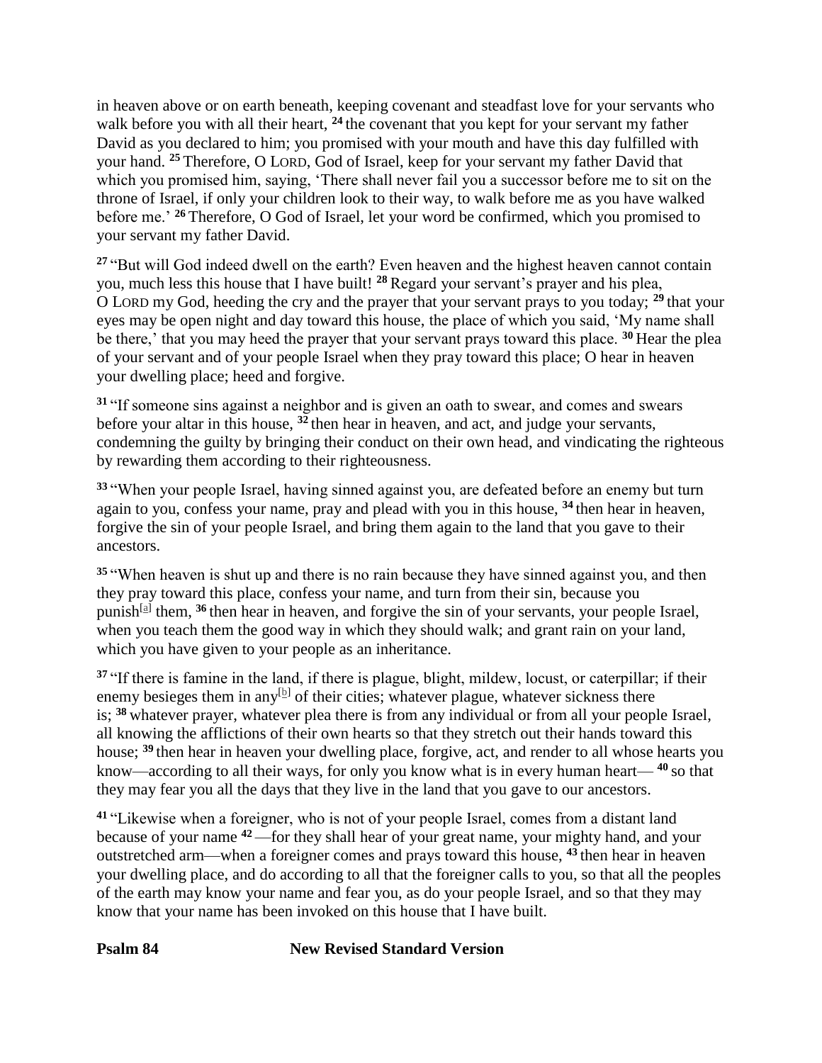in heaven above or on earth beneath, keeping covenant and steadfast love for your servants who walk before you with all their heart, **24** the covenant that you kept for your servant my father David as you declared to him; you promised with your mouth and have this day fulfilled with your hand. **25** Therefore, O LORD, God of Israel, keep for your servant my father David that which you promised him, saying, 'There shall never fail you a successor before me to sit on the throne of Israel, if only your children look to their way, to walk before me as you have walked before me.' **26** Therefore, O God of Israel, let your word be confirmed, which you promised to your servant my father David.

**27** "But will God indeed dwell on the earth? Even heaven and the highest heaven cannot contain you, much less this house that I have built! **28** Regard your servant's prayer and his plea, O LORD my God, heeding the cry and the prayer that your servant prays to you today; **29** that your eyes may be open night and day toward this house, the place of which you said, 'My name shall be there,' that you may heed the prayer that your servant prays toward this place. **30** Hear the plea of your servant and of your people Israel when they pray toward this place; O hear in heaven your dwelling place; heed and forgive.

**31** "If someone sins against a neighbor and is given an oath to swear, and comes and swears before your altar in this house, **32** then hear in heaven, and act, and judge your servants, condemning the guilty by bringing their conduct on their own head, and vindicating the righteous by rewarding them according to their righteousness.

**33** "When your people Israel, having sinned against you, are defeated before an enemy but turn again to you, confess your name, pray and plead with you in this house, **34** then hear in heaven, forgive the sin of your people Israel, and bring them again to the land that you gave to their ancestors.

**35** "When heaven is shut up and there is no rain because they have sinned against you, and then they pray toward this place, confess your name, and turn from their sin, because you punish[a] them, **36** then hear in heaven, and forgive the sin of your servants, your people Israel, when you teach them the good way in which they should walk; and grant rain on your land, which you have given to your people as an inheritance.

**37** "If there is famine in the land, if there is plague, blight, mildew, locust, or caterpillar; if their enemy besieges them in any[b] of their cities; whatever plague, whatever sickness there is; **38** whatever prayer, whatever plea there is from any individual or from all your people Israel, all knowing the afflictions of their own hearts so that they stretch out their hands toward this house; **39** then hear in heaven your dwelling place, forgive, act, and render to all whose hearts you know—according to all their ways, for only you know what is in every human heart— **40** so that they may fear you all the days that they live in the land that you gave to our ancestors.

**41** "Likewise when a foreigner, who is not of your people Israel, comes from a distant land because of your name **42** —for they shall hear of your great name, your mighty hand, and your outstretched arm—when a foreigner comes and prays toward this house, **43** then hear in heaven your dwelling place, and do according to all that the foreigner calls to you, so that all the peoples of the earth may know your name and fear you, as do your people Israel, and so that they may know that your name has been invoked on this house that I have built.

**Psalm 84** **New Revised Standard Version**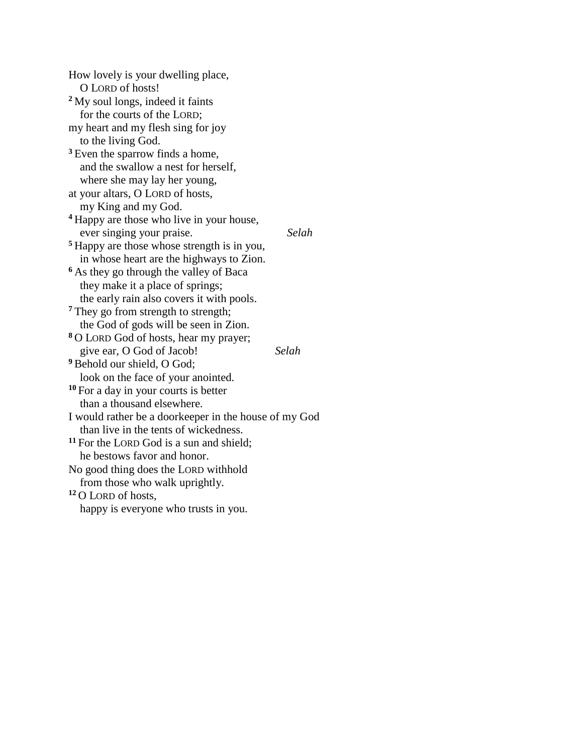How lovely is your dwelling place,
O LORD of hosts!
[2] My soul longs, indeed it faints
for the courts of the LORD;
my heart and my flesh sing for joy
to the living God.
[3] Even the sparrow finds a home,
and the swallow a nest for herself,
where she may lay her young,
at your altars, O LORD of hosts,
my King and my God.
[4] Happy are those who live in your house,
ever singing your praise. *Selah*
[5] Happy are those whose strength is in you,
in whose heart are the highways to Zion.
[6] As they go through the valley of Baca
they make it a place of springs;
the early rain also covers it with pools.
[7] They go from strength to strength;
the God of gods will be seen in Zion.
[8] O LORD God of hosts, hear my prayer;
give ear, O God of Jacob! *Selah*
[9] Behold our shield, O God;
look on the face of your anointed.
[10] For a day in your courts is better
than a thousand elsewhere.
I would rather be a doorkeeper in the house of my God
than live in the tents of wickedness.
[11] For the LORD God is a sun and shield;
he bestows favor and honor.
No good thing does the LORD withhold
from those who walk uprightly.
[12] O LORD of hosts,
happy is everyone who trusts in you.